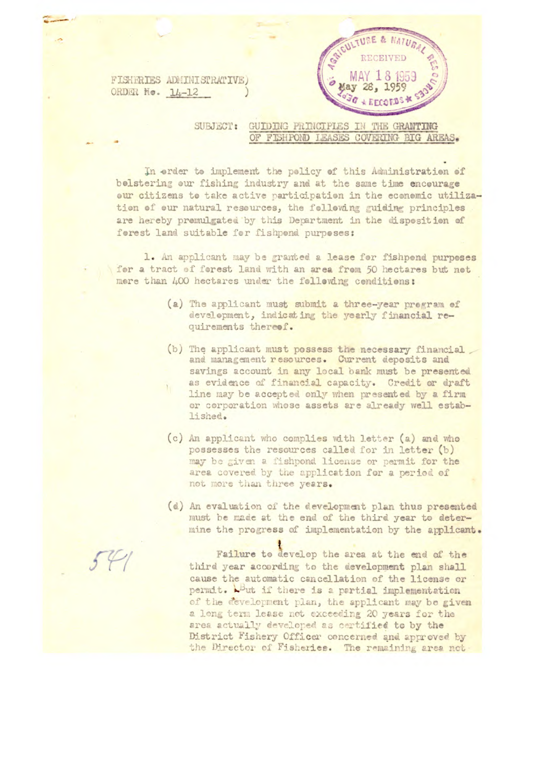FISHERIES ADMINISTRATIVE)
ORDER No. 14-12 )

AGRICULTURE & NATURAL RESOURCES
RECEIVED
MAY 18 1959
May 28, 1959
RECORDS

SUBJECT: GUIDING PRINCIPLES IN THE GRANTING OF FISHPOND LEASES COVERING BIG AREAS.

In order to implement the policy of this Administration of bolstering our fishing industry and at the same time encourage our citizens to take active participation in the economic utilization of our natural resources, the following guiding principles are hereby promulgated by this Department in the disposition of forest land suitable for fishpond purposes:

1. An applicant may be granted a lease for fishpond purposes for a tract of forest land with an area from 50 hectares but not more than 400 hectares under the following conditions:

(a) The applicant must submit a three-year program of development, indicating the yearly financial requirements thereof.

(b) The applicant must possess the necessary financial and management resources. Current deposits and savings account in any local bank must be presented as evidence of financial capacity. Credit or draft line may be accepted only when presented by a firm or corporation whose assets are already well established.

(c) An applicant who complies with letter (a) and who possesses the resources called for in letter (b) may be given a fishpond license or permit for the area covered by the application for a period of not more than three years.

(d) An evaluation of the development plan thus presented must be made at the end of the third year to determine the progress of implementation by the applicant.

Failure to develop the area at the end of the third year according to the development plan shall cause the automatic cancellation of the license or permit. But if there is a partial implementation of the development plan, the applicant may be given a long term lease not exceeding 20 years for the area actually developed as certified to by the District Fishery Officer concerned and approved by the Director of Fisheries. The remaining area not

541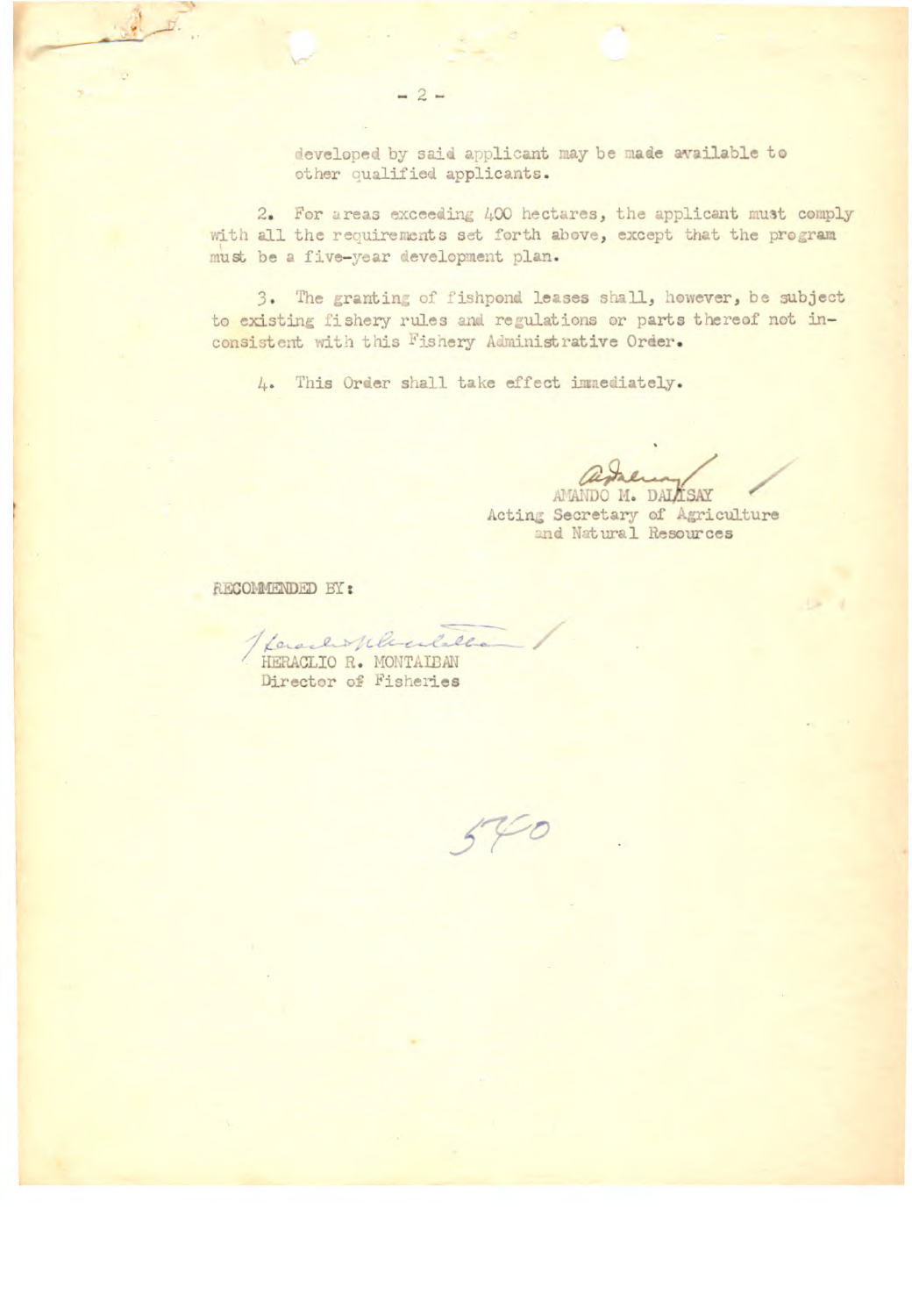developed by said applicant may be made available to other qualified applicants.

2. For areas exceeding 400 hectares, the applicant must comply with all the requirements set forth above, except that the program must be a five-year development plan.

3. The granting of fishpond leases shall, however, be subject to existing fishery rules and regulations or parts thereof not inconsistent with this Fishery Administrative Order.

4. This Order shall take effect immediately.

AMANDO M. DALISAY
Acting Secretary of Agriculture
and Natural Resources

RECOMMENDED BY:

HERACLIO R. MONTALBAN
Director of Fisheries

540